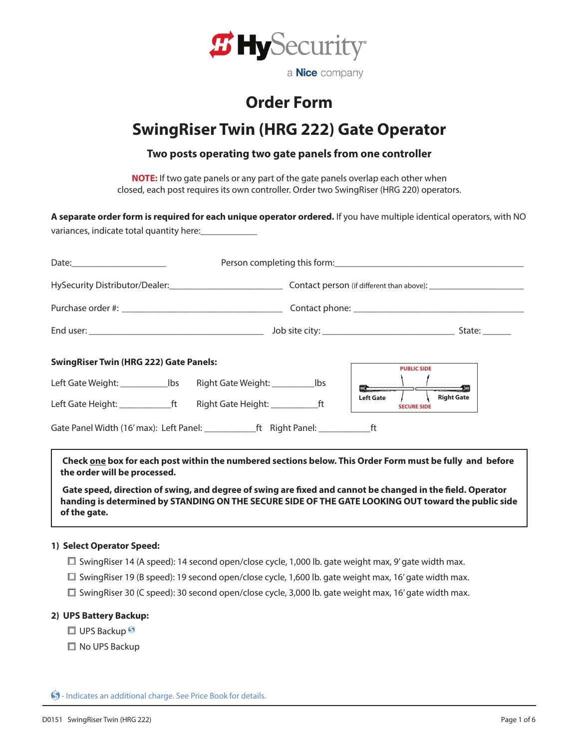HySecurity

a Nice company

# Order Form

# SwingRiser Twin (HRG 222) Gate Operator

### Two posts operating two gate panels from one controller

**NOTE:** If two gate panels or any part of the gate panels overlap each other when closed, each post requires its own controller. Order two SwingRiser (HRG 220) operators.

**A separate order form is required for each unique operator ordered.** If you have multiple identical operators, with NO variances, indicate total quantity here:____________

Date:____________________ Person completing this form:________________________________________

HySecurity Distributor/Dealer:________________________ Contact person (if different than above): ____________________

Purchase order #: ________________________________ Contact phone: ____________________________________

End user: ____________________________________ Job site city: ___________________________ State: ______

**SwingRiser Twin (HRG 222) Gate Panels:**

Left Gate Weight: __________lbs Right Gate Weight: _________lbs

Left Gate Height: ___________ft Right Gate Height: __________ft

Gate Panel Width (16' max): Left Panel: ___________ft Right Panel: ___________ft

PUBLIC SIDE

Left Gate Right Gate

SECURE SIDE

**Check one box for each post within the numbered sections below. This Order Form must be fully and before the order will be processed.**

**Gate speed, direction of swing, and degree of swing are fixed and cannot be changed in the field. Operator handing is determined by STANDING ON THE SECURE SIDE OF THE GATE LOOKING OUT toward the public side of the gate.**

### 1) Select Operator Speed:

- ☐ SwingRiser 14 (A speed): 14 second open/close cycle, 1,000 lb. gate weight max, 9' gate width max.
- ☐ SwingRiser 19 (B speed): 19 second open/close cycle, 1,600 lb. gate weight max, 16' gate width max.
- ☐ SwingRiser 30 (C speed): 30 second open/close cycle, 3,000 lb. gate weight max, 16' gate width max.

### 2) UPS Battery Backup:

- ☐ UPS Backup $
- ☐ No UPS Backup

$ - Indicates an additional charge. See Price Book for details.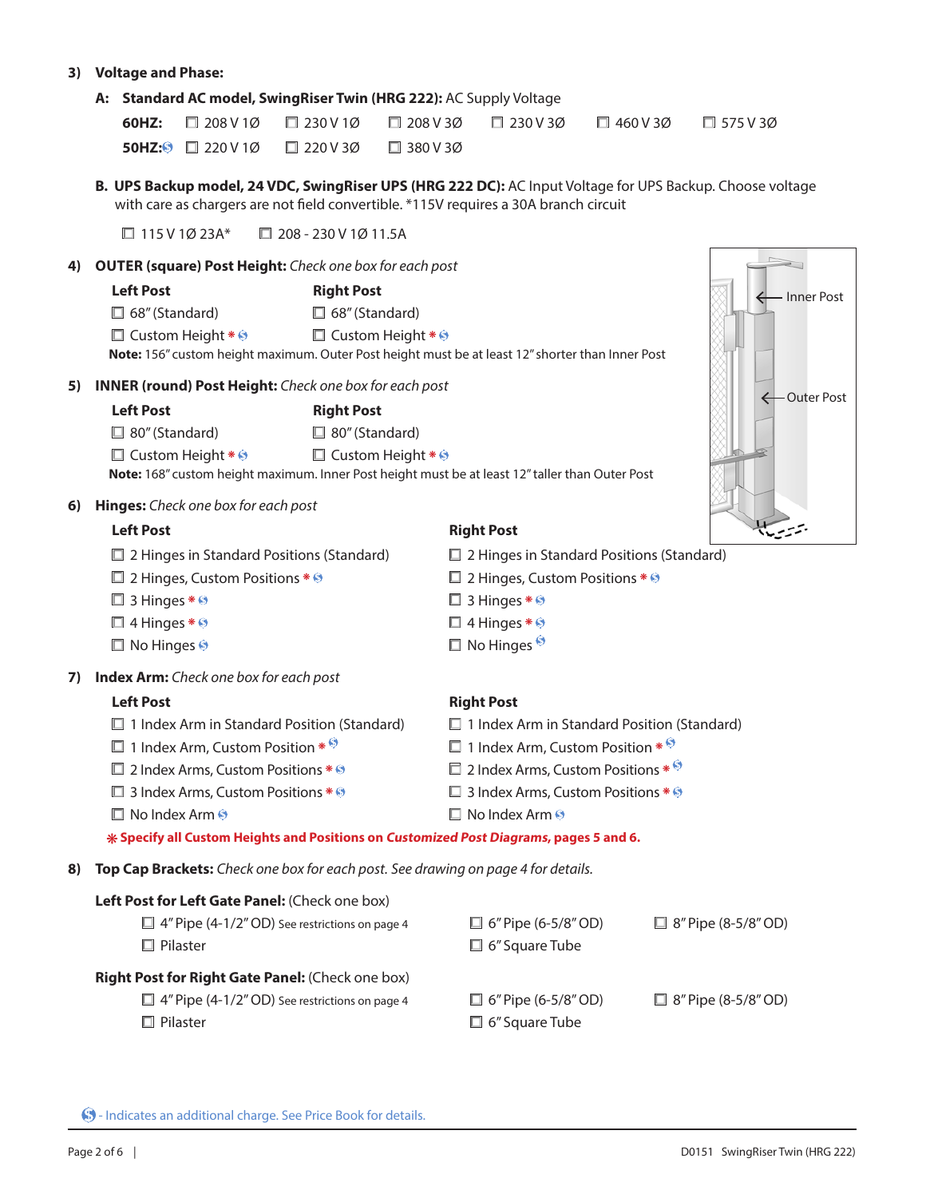## 3) Voltage and Phase:

**A: Standard AC model, SwingRiser Twin (HRG 222):** AC Supply Voltage

**60HZ:** ☐ 208 V 1Ø ☐ 230 V 1Ø ☐ 208 V 3Ø ☐ 230 V 3Ø ☐ 460 V 3Ø ☐ 575 V 3Ø

**50HZ:** $ ☐ 220 V 1Ø ☐ 220 V 3Ø ☐ 380 V 3Ø

**B. UPS Backup model, 24 VDC, SwingRiser UPS (HRG 222 DC):** AC Input Voltage for UPS Backup. Choose voltage with care as chargers are not field convertible. *115V requires a 30A branch circuit

☐ 115 V 1Ø 23A* ☐ 208 - 230 V 1Ø 11.5A

## 4) OUTER (square) Post Height: *Check one box for each post*

| Left Post | Right Post |
|---|---|
| ☐ 68" (Standard) | ☐ 68" (Standard) |
| ☐ Custom Height * $ | ☐ Custom Height * $ |

**Note:** 156" custom height maximum. Outer Post height must be at least 12" shorter than Inner Post

Inner Post

Outer Post

## 5) INNER (round) Post Height: *Check one box for each post*

| Left Post | Right Post |
|---|---|
| ☐ 80" (Standard) | ☐ 80" (Standard) |
| ☐ Custom Height * $ | ☐ Custom Height * $ |

**Note:** 168" custom height maximum. Inner Post height must be at least 12" taller than Outer Post

## 6) Hinges: *Check one box for each post*

| Left Post | Right Post |
|---|---|
| ☐ 2 Hinges in Standard Positions (Standard) | ☐ 2 Hinges in Standard Positions (Standard) |
| ☐ 2 Hinges, Custom Positions * $ | ☐ 2 Hinges, Custom Positions * $ |
| ☐ 3 Hinges * $ | ☐ 3 Hinges * $ |
| ☐ 4 Hinges * $ | ☐ 4 Hinges * $ |
| ☐ No Hinges $ | ☐ No Hinges $ |

## 7) Index Arm: *Check one box for each post*

| Left Post | Right Post |
|---|---|
| ☐ 1 Index Arm in Standard Position (Standard) | ☐ 1 Index Arm in Standard Position (Standard) |
| ☐ 1 Index Arm, Custom Position * $ | ☐ 1 Index Arm, Custom Position * $ |
| ☐ 2 Index Arms, Custom Positions * $ | ☐ 2 Index Arms, Custom Positions * $ |
| ☐ 3 Index Arms, Custom Positions * $ | ☐ 3 Index Arms, Custom Positions * $ |
| ☐ No Index Arm $ | ☐ No Index Arm $ |

* **Specify all Custom Heights and Positions on *Customized Post Diagrams*, pages 5 and 6.**

## 8) Top Cap Brackets: *Check one box for each post. See drawing on page 4 for details.*

**Left Post for Left Gate Panel:** (Check one box)

☐ 4" Pipe (4-1/2" OD) See restrictions on page 4 ☐ 6" Pipe (6-5/8" OD) ☐ 8" Pipe (8-5/8" OD)

☐ Pilaster ☐ 6" Square Tube

**Right Post for Right Gate Panel:** (Check one box)

☐ 4" Pipe (4-1/2" OD) See restrictions on page 4 ☐ 6" Pipe (6-5/8" OD) ☐ 8" Pipe (8-5/8" OD)

☐ Pilaster ☐ 6" Square Tube

$ - Indicates an additional charge. See Price Book for details.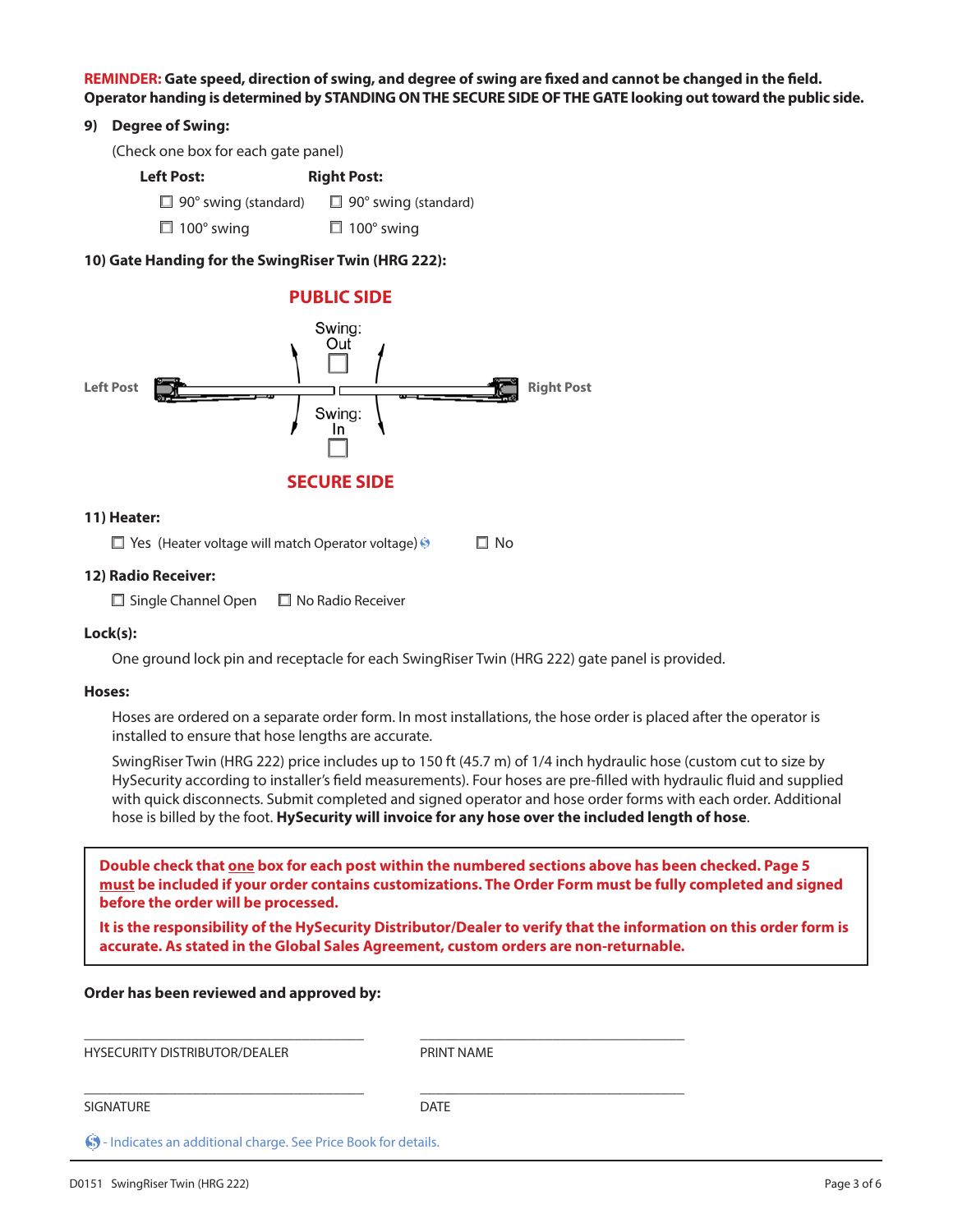**REMINDER:** **Gate speed, direction of swing, and degree of swing are fixed and cannot be changed in the field. Operator handing is determined by STANDING ON THE SECURE SIDE OF THE GATE looking out toward the public side.**

**9) Degree of Swing:**

(Check one box for each gate panel)

| Left Post: | Right Post: |
|---|---|
| ☐ 90° swing (standard) | ☐ 90° swing (standard) |
| ☐ 100° swing | ☐ 100° swing |

**10) Gate Handing for the SwingRiser Twin (HRG 222):**

PUBLIC SIDE

Left Post — Right Post

Swing: Out ☐

Swing: In ☐

SECURE SIDE

**11) Heater:**

☐ Yes (Heater voltage will match Operator voltage) ☐ No

**12) Radio Receiver:**

☐ Single Channel Open ☐ No Radio Receiver

**Lock(s):**

One ground lock pin and receptacle for each SwingRiser Twin (HRG 222) gate panel is provided.

**Hoses:**

Hoses are ordered on a separate order form. In most installations, the hose order is placed after the operator is installed to ensure that hose lengths are accurate.

SwingRiser Twin (HRG 222) price includes up to 150 ft (45.7 m) of 1/4 inch hydraulic hose (custom cut to size by HySecurity according to installer's field measurements). Four hoses are pre-filled with hydraulic fluid and supplied with quick disconnects. Submit completed and signed operator and hose order forms with each order. Additional hose is billed by the foot. **HySecurity will invoice for any hose over the included length of hose**.

**Double check that one box for each post within the numbered sections above has been checked. Page 5 must be included if your order contains customizations. The Order Form must be fully completed and signed before the order will be processed.**

**It is the responsibility of the HySecurity Distributor/Dealer to verify that the information on this order form is accurate. As stated in the Global Sales Agreement, custom orders are non-returnable.**

**Order has been reviewed and approved by:**

| ______________________________ | ______________________________ |
|---|---|
| HYSECURITY DISTRIBUTOR/DEALER | PRINT NAME |
| ______________________________ | ______________________________ |
| SIGNATURE | DATE |

- Indicates an additional charge. See Price Book for details.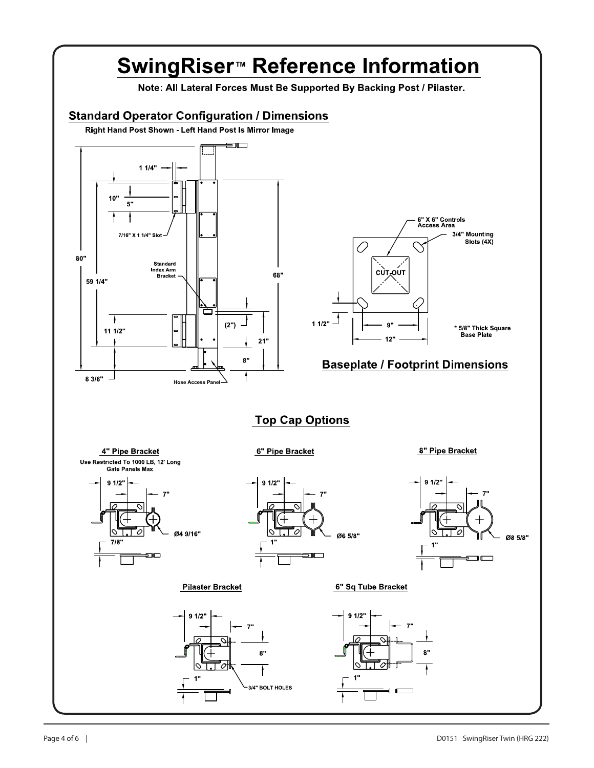# SwingRiser™ Reference Information

**Note: All Lateral Forces Must Be Supported By Backing Post / Pilaster.**

## Standard Operator Configuration / Dimensions

**Right Hand Post Shown - Left Hand Post Is Mirror Image**

1 1/4"

10"

5"

7/16" X 1 1/4" Slot

80"

Standard Index Arm Bracket

59 1/4"

68"

(2")

11 1/2"

21"

8"

8 3/8"

Hose Access Panel

6" X 6" Controls Access Area

3/4" Mounting Slots (4X)

CUT-OUT

1 1/2"

9"

12"

\* 5/8" Thick Square Base Plate

## Baseplate / Footprint Dimensions

## Top Cap Options

### 4" Pipe Bracket

Use Restricted To 1000 LB, 12' Long Gate Panels Max.

9 1/2"

7"

Ø4 9/16"

7/8"

### 6" Pipe Bracket

9 1/2"

7"

Ø6 5/8"

1"

### 8" Pipe Bracket

9 1/2"

7"

Ø8 5/8"

1"

### Pilaster Bracket

9 1/2"

7"

8"

1"

3/4" BOLT HOLES

### 6" Sq Tube Bracket

9 1/2"

7"

8"

1"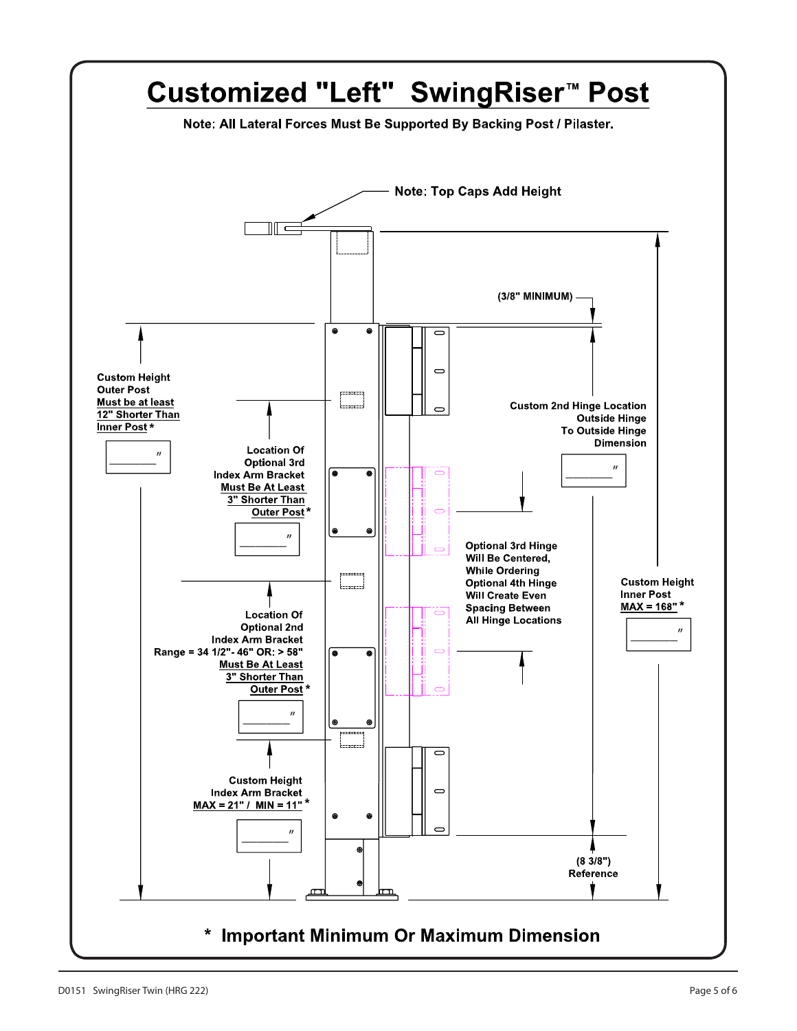# Customized "Left" SwingRiser™ Post

**Note: All Lateral Forces Must Be Supported By Backing Post / Pilaster.**

Note: Top Caps Add Height

(3/8" MINIMUM)

Custom Height
Outer Post
Must be at least
12" Shorter Than
Inner Post *

________ "

Location Of
Optional 3rd
Index Arm Bracket
Must Be At Least
3" Shorter Than
Outer Post *

________ "

Custom 2nd Hinge Location
Outside Hinge
To Outside Hinge
Dimension

________ "

Optional 3rd Hinge
Will Be Centered,
While Ordering
Optional 4th Hinge
Will Create Even
Spacing Between
All Hinge Locations

Custom Height
Inner Post
MAX = 168" *

________ "

Location Of
Optional 2nd
Index Arm Bracket
Range = 34 1/2"- 46" OR: > 58"
Must Be At Least
3" Shorter Than
Outer Post *

________ "

Custom Height
Index Arm Bracket
MAX = 21" / MIN = 11" *

________ "

(8 3/8")
Reference

**\* Important Minimum Or Maximum Dimension**

D0151 SwingRiser Twin (HRG 222)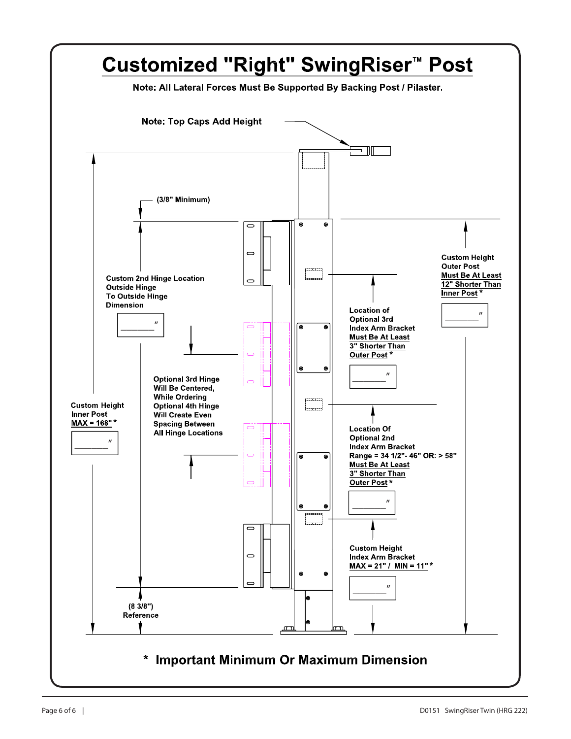# Customized "Right" SwingRiser™ Post

**Note: All Lateral Forces Must Be Supported By Backing Post / Pilaster.**

Note: Top Caps Add Height

(3/8" Minimum)

Custom 2nd Hinge Location
Outside Hinge
To Outside Hinge
Dimension

_______ "

Custom Height
Outer Post
**Must Be At Least 12" Shorter Than Inner Post** *

_______ "

Location of
Optional 3rd
Index Arm Bracket
**Must Be At Least 3" Shorter Than Outer Post** *

_______ "

Optional 3rd Hinge
Will Be Centered,
While Ordering
Optional 4th Hinge
Will Create Even
Spacing Between
All Hinge Locations

Custom Height
Inner Post
**MAX = 168"** *

_______ "

Location Of
Optional 2nd
Index Arm Bracket
Range = 34 1/2"- 46" OR: > 58"
**Must Be At Least 3" Shorter Than Outer Post** *

_______ "

Custom Height
Index Arm Bracket
**MAX = 21" / MIN = 11"** *

_______ "

(8 3/8")
Reference

**\* Important Minimum Or Maximum Dimension**